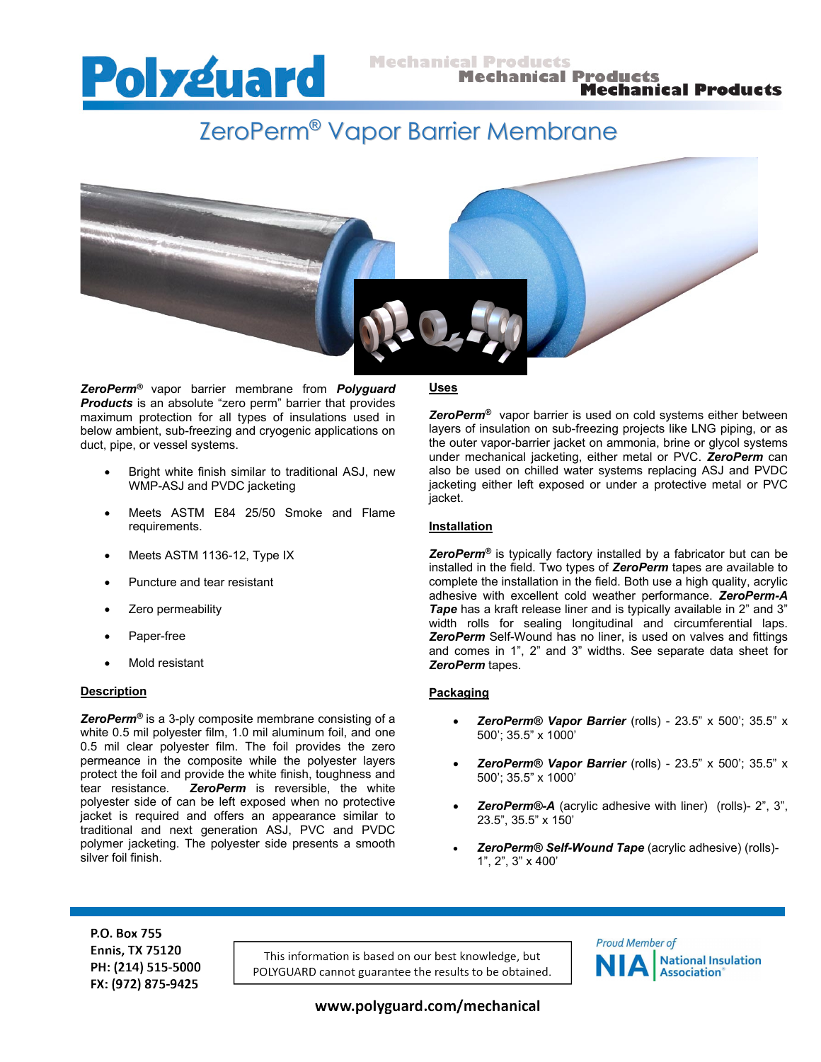# ZeroPerm® Vapor Barrier Membrane

***ZeroPerm®*** vapor barrier membrane from ***Polyguard Products*** is an absolute "zero perm" barrier that provides maximum protection for all types of insulations used in below ambient, sub-freezing and cryogenic applications on duct, pipe, or vessel systems.

- Bright white finish similar to traditional ASJ, new WMP-ASJ and PVDC jacketing
- Meets ASTM E84 25/50 Smoke and Flame requirements.
- Meets ASTM 1136-12, Type IX
- Puncture and tear resistant
- Zero permeability
- Paper-free
- Mold resistant

## Description

***ZeroPerm®*** is a 3-ply composite membrane consisting of a white 0.5 mil polyester film, 1.0 mil aluminum foil, and one 0.5 mil clear polyester film. The foil provides the zero permeance in the composite while the polyester layers protect the foil and provide the white finish, toughness and tear resistance. ***ZeroPerm*** is reversible, the white polyester side of can be left exposed when no protective jacket is required and offers an appearance similar to traditional and next generation ASJ, PVC and PVDC polymer jacketing. The polyester side presents a smooth silver foil finish.

## Uses

***ZeroPerm®*** vapor barrier is used on cold systems either between layers of insulation on sub-freezing projects like LNG piping, or as the outer vapor-barrier jacket on ammonia, brine or glycol systems under mechanical jacketing, either metal or PVC. ***ZeroPerm*** can also be used on chilled water systems replacing ASJ and PVDC jacketing either left exposed or under a protective metal or PVC jacket.

## Installation

***ZeroPerm®*** is typically factory installed by a fabricator but can be installed in the field. Two types of ***ZeroPerm*** tapes are available to complete the installation in the field. Both use a high quality, acrylic adhesive with excellent cold weather performance. ***ZeroPerm-A Tape*** has a kraft release liner and is typically available in 2" and 3" width rolls for sealing longitudinal and circumferential laps. ***ZeroPerm*** Self-Wound has no liner, is used on valves and fittings and comes in 1", 2" and 3" widths. See separate data sheet for ***ZeroPerm*** tapes.

## Packaging

- ***ZeroPerm® Vapor Barrier*** (rolls) - 23.5" x 500'; 35.5" x 500'; 35.5" x 1000'
- ***ZeroPerm® Vapor Barrier*** (rolls) - 23.5" x 500'; 35.5" x 500'; 35.5" x 1000'
- ***ZeroPerm®-A*** (acrylic adhesive with liner) (rolls)- 2", 3", 23.5", 35.5" x 150'
- ***ZeroPerm® Self-Wound Tape*** (acrylic adhesive) (rolls)- 1", 2", 3" x 400'

P.O. Box 755
Ennis, TX 75120
PH: (214) 515-5000
FX: (972) 875-9425

This information is based on our best knowledge, but POLYGUARD cannot guarantee the results to be obtained.

Proud Member of NIA National Insulation Association

www.polyguard.com/mechanical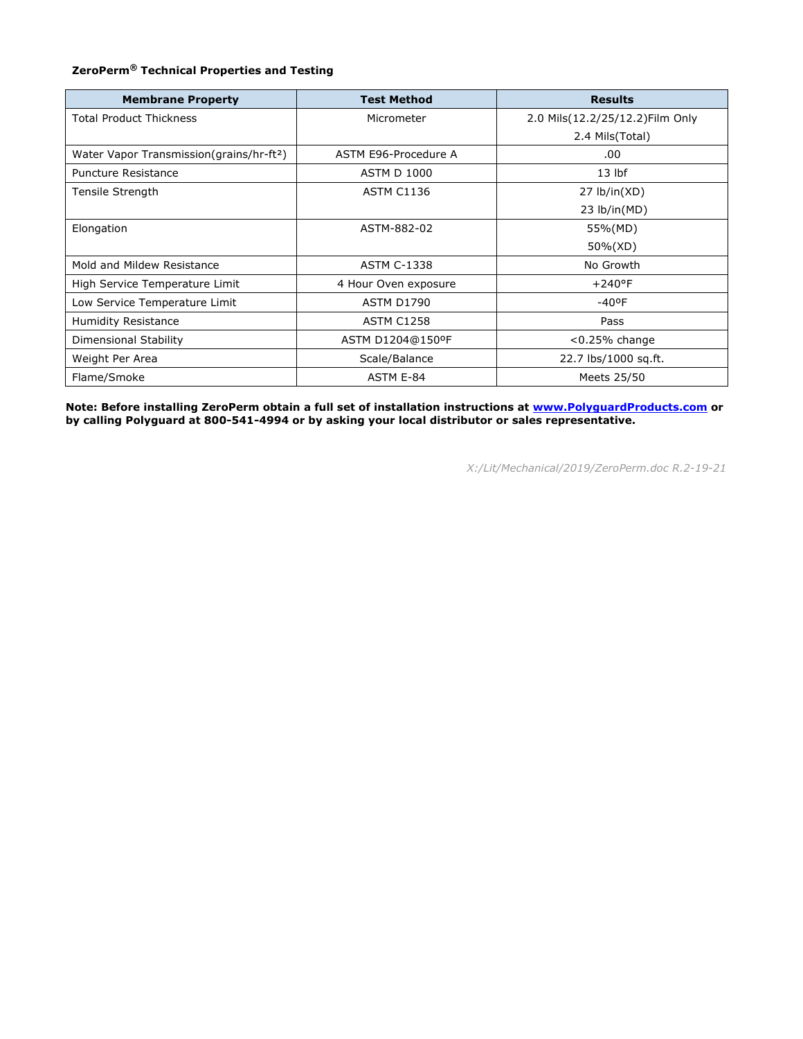**ZeroPerm® Technical Properties and Testing**

| Membrane Property | Test Method | Results |
|---|---|---|
| Total Product Thickness | Micrometer | 2.0 Mils(12.2/25/12.2)Film Only<br>2.4 Mils(Total) |
| Water Vapor Transmission(grains/hr-ft²) | ASTM E96-Procedure A | .00 |
| Puncture Resistance | ASTM D 1000 | 13 lbf |
| Tensile Strength | ASTM C1136 | 27 lb/in(XD)<br>23 lb/in(MD) |
| Elongation | ASTM-882-02 | 55%(MD)<br>50%(XD) |
| Mold and Mildew Resistance | ASTM C-1338 | No Growth |
| High Service Temperature Limit | 4 Hour Oven exposure | +240ºF |
| Low Service Temperature Limit | ASTM D1790 | -40ºF |
| Humidity Resistance | ASTM C1258 | Pass |
| Dimensional Stability | ASTM D1204@150ºF | <0.25% change |
| Weight Per Area | Scale/Balance | 22.7 lbs/1000 sq.ft. |
| Flame/Smoke | ASTM E-84 | Meets 25/50 |

**Note: Before installing ZeroPerm obtain a full set of installation instructions at [www.PolyguardProducts.com](http://www.PolyguardProducts.com) or by calling Polyguard at 800-541-4994 or by asking your local distributor or sales representative.**

*X:/Lit/Mechanical/2019/ZeroPerm.doc R.2-19-21*